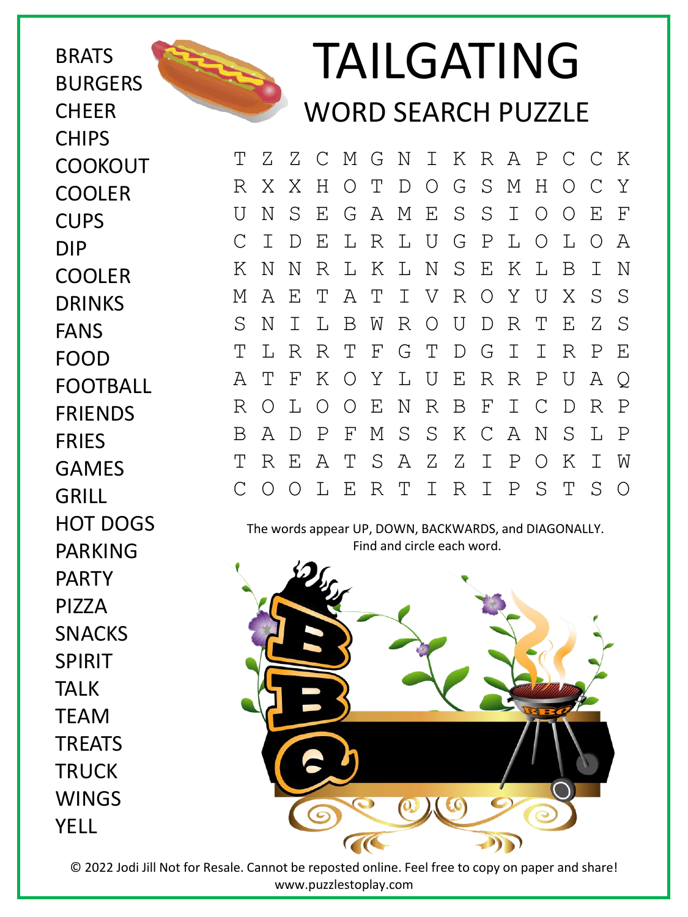# TAILGATING

## WORD SEARCH PUZZLE

BRATS
BURGERS
CHEER
CHIPS
COOKOUT
COOLER
CUPS
DIP
COOLER
DRINKS
FANS
FOOD
FOOTBALL
FRIENDS
FRIES
GAMES
GRILL
HOT DOGS
PARKING
PARTY
PIZZA
SNACKS
SPIRIT
TALK
TEAM
TREATS
TRUCK
WINGS
YELL

```
T Z Z C M G N I K R A P C C K
R X X H O T D O G S M H O C Y
U N S E G A M E S S I O O E F
C I D E L R L U G P L O L O A
K N N R L K L N S E K L B I N
M A E T A T I V R O Y U X S S
S N I L B W R O U D R T E Z S
T L R R T F G T D G I I R P E
A T F K O Y L U E R R P U A Q
R O L O O E N R B F I C D R P
B A D P F M S S K C A N S L P
T R E A T S A Z Z I P O K I W
C O O L E R T I R I P S T S O
```

The words appear UP, DOWN, BACKWARDS, and DIAGONALLY.
Find and circle each word.

© 2022 Jodi Jill Not for Resale. Cannot be reposted online. Feel free to copy on paper and share!
www.puzzlestoplay.com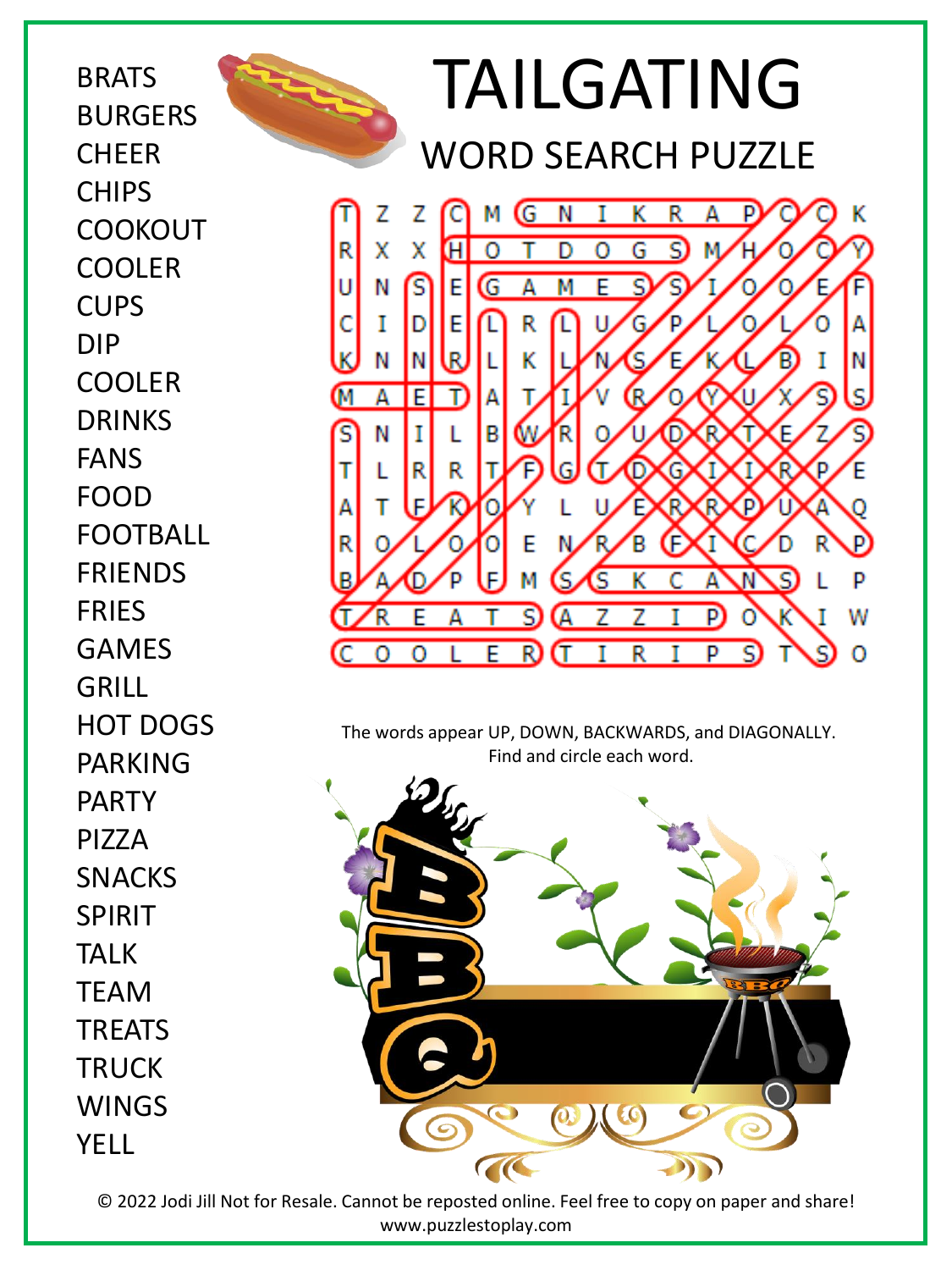# TAILGATING

## WORD SEARCH PUZZLE

BRATS
BURGERS
CHEER
CHIPS
COOKOUT
COOLER
CUPS
DIP
COOLER
DRINKS
FANS
FOOD
FOOTBALL
FRIENDS
FRIES
GAMES
GRILL
HOT DOGS
PARKING
PARTY
PIZZA
SNACKS
SPIRIT
TALK
TEAM
TREATS
TRUCK
WINGS
YELL

| | | | | | | | | | | | | | | |
|---|---|---|---|---|---|---|---|---|---|---|---|---|---|---|
| T | Z | Z | C | M | G | N | I | K | R | A | P | C | C | K |
| R | X | X | H | O | T | D | O | G | S | M | H | O | C | Y |
| U | N | S | E | G | A | M | E | S | S | I | O | O | E | F |
| C | I | D | E | L | R | L | U | G | P | L | O | L | O | A |
| K | N | N | R | L | K | L | N | S | E | K | L | B | I | N |
| M | A | E | T | A | T | I | V | R | O | Y | U | X | S | S |
| S | N | I | L | B | W | R | O | U | D | R | T | E | Z | S |
| T | L | R | R | T | F | G | T | D | G | I | I | R | P | E |
| A | T | F | K | O | Y | L | U | E | R | R | P | U | A | Q |
| R | O | L | O | O | E | N | R | B | F | I | C | D | R | P |
| B | A | D | P | F | M | S | S | K | C | A | N | S | L | P |
| T | R | E | A | T | S | A | Z | Z | I | P | O | K | I | W |
| C | O | O | L | E | R | T | I | R | I | P | S | T | S | O |

The words appear UP, DOWN, BACKWARDS, and DIAGONALLY.
Find and circle each word.

© 2022 Jodi Jill Not for Resale. Cannot be reposted online. Feel free to copy on paper and share!
www.puzzlestoplay.com